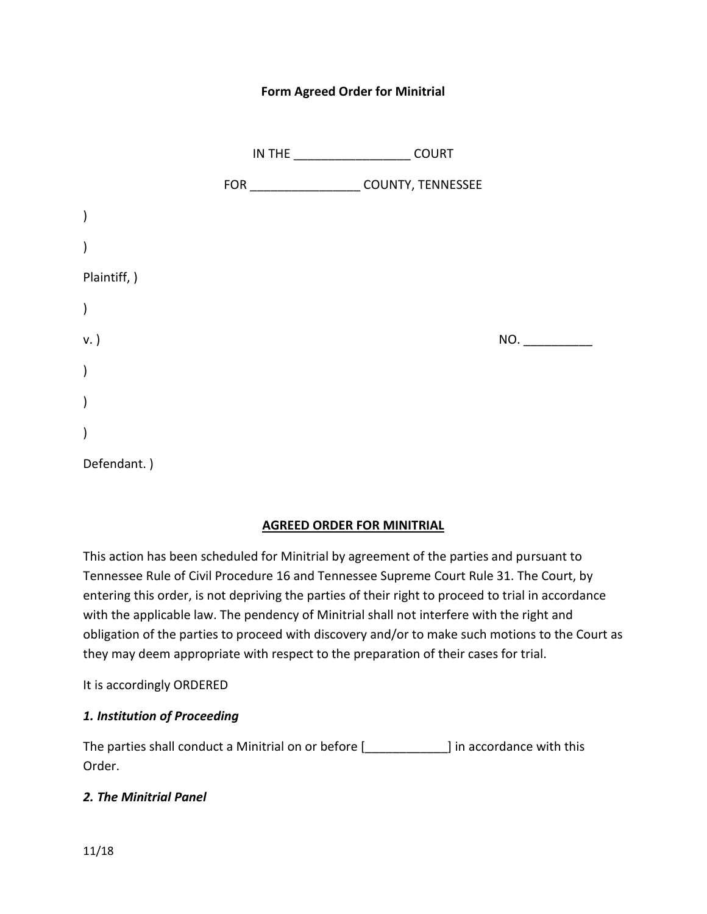**Form Agreed Order for Minitrial**

IN THE ________________ COURT

FOR ________________ COUNTY, TENNESSEE

)

)

Plaintiff, )

)

v. ) NO. __________

)

)

)

Defendant. )

**AGREED ORDER FOR MINITRIAL**

This action has been scheduled for Minitrial by agreement of the parties and pursuant to Tennessee Rule of Civil Procedure 16 and Tennessee Supreme Court Rule 31. The Court, by entering this order, is not depriving the parties of their right to proceed to trial in accordance with the applicable law. The pendency of Minitrial shall not interfere with the right and obligation of the parties to proceed with discovery and/or to make such motions to the Court as they may deem appropriate with respect to the preparation of their cases for trial.

It is accordingly ORDERED

***1. Institution of Proceeding***

The parties shall conduct a Minitrial on or before [____________] in accordance with this Order.

***2. The Minitrial Panel***

11/18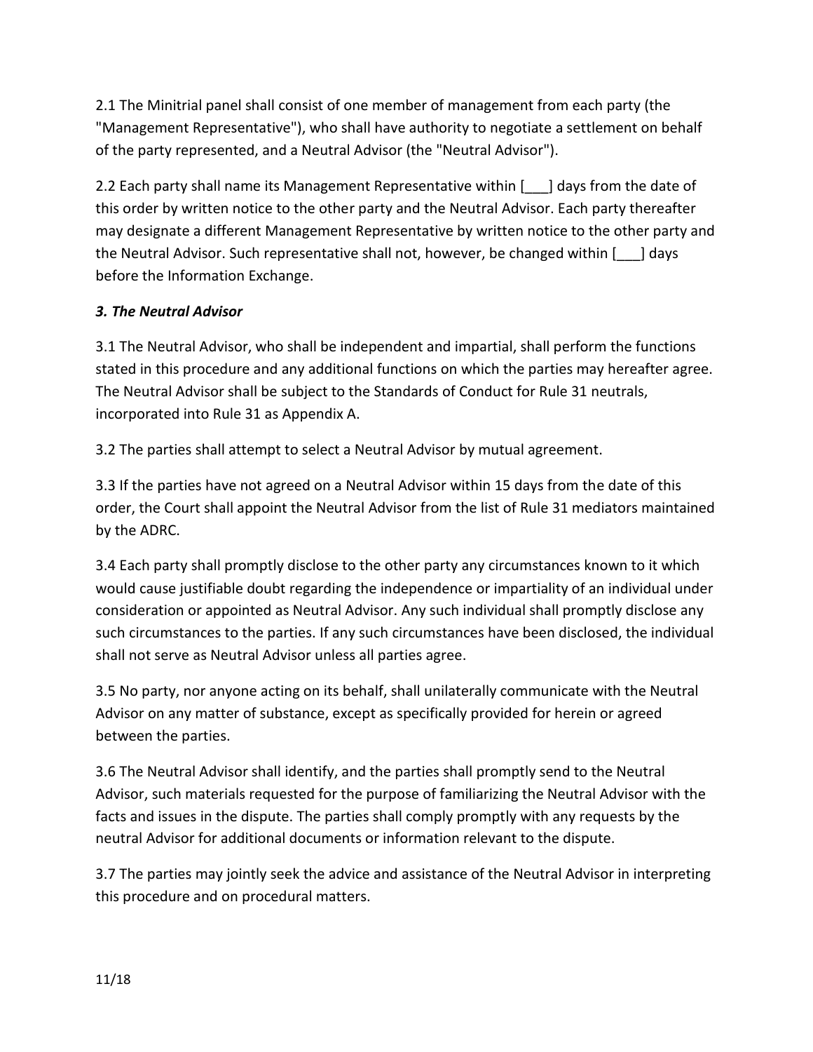2.1 The Minitrial panel shall consist of one member of management from each party (the "Management Representative"), who shall have authority to negotiate a settlement on behalf of the party represented, and a Neutral Advisor (the "Neutral Advisor").

2.2 Each party shall name its Management Representative within [___] days from the date of this order by written notice to the other party and the Neutral Advisor. Each party thereafter may designate a different Management Representative by written notice to the other party and the Neutral Advisor. Such representative shall not, however, be changed within [___] days before the Information Exchange.

### *3. The Neutral Advisor*

3.1 The Neutral Advisor, who shall be independent and impartial, shall perform the functions stated in this procedure and any additional functions on which the parties may hereafter agree. The Neutral Advisor shall be subject to the Standards of Conduct for Rule 31 neutrals, incorporated into Rule 31 as Appendix A.

3.2 The parties shall attempt to select a Neutral Advisor by mutual agreement.

3.3 If the parties have not agreed on a Neutral Advisor within 15 days from the date of this order, the Court shall appoint the Neutral Advisor from the list of Rule 31 mediators maintained by the ADRC.

3.4 Each party shall promptly disclose to the other party any circumstances known to it which would cause justifiable doubt regarding the independence or impartiality of an individual under consideration or appointed as Neutral Advisor. Any such individual shall promptly disclose any such circumstances to the parties. If any such circumstances have been disclosed, the individual shall not serve as Neutral Advisor unless all parties agree.

3.5 No party, nor anyone acting on its behalf, shall unilaterally communicate with the Neutral Advisor on any matter of substance, except as specifically provided for herein or agreed between the parties.

3.6 The Neutral Advisor shall identify, and the parties shall promptly send to the Neutral Advisor, such materials requested for the purpose of familiarizing the Neutral Advisor with the facts and issues in the dispute. The parties shall comply promptly with any requests by the neutral Advisor for additional documents or information relevant to the dispute.

3.7 The parties may jointly seek the advice and assistance of the Neutral Advisor in interpreting this procedure and on procedural matters.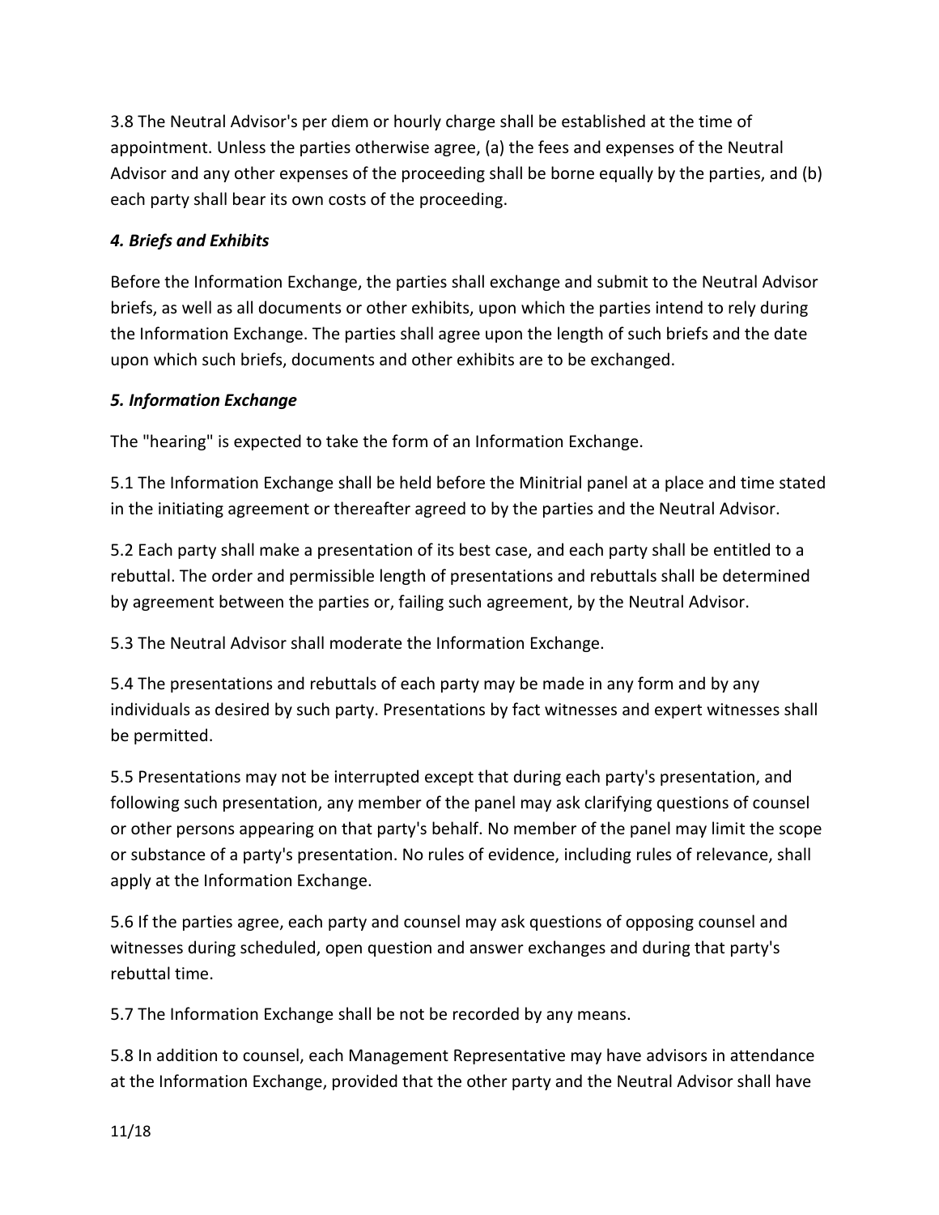3.8 The Neutral Advisor's per diem or hourly charge shall be established at the time of appointment. Unless the parties otherwise agree, (a) the fees and expenses of the Neutral Advisor and any other expenses of the proceeding shall be borne equally by the parties, and (b) each party shall bear its own costs of the proceeding.

### *4. Briefs and Exhibits*

Before the Information Exchange, the parties shall exchange and submit to the Neutral Advisor briefs, as well as all documents or other exhibits, upon which the parties intend to rely during the Information Exchange. The parties shall agree upon the length of such briefs and the date upon which such briefs, documents and other exhibits are to be exchanged.

### *5. Information Exchange*

The "hearing" is expected to take the form of an Information Exchange.

5.1 The Information Exchange shall be held before the Minitrial panel at a place and time stated in the initiating agreement or thereafter agreed to by the parties and the Neutral Advisor.

5.2 Each party shall make a presentation of its best case, and each party shall be entitled to a rebuttal. The order and permissible length of presentations and rebuttals shall be determined by agreement between the parties or, failing such agreement, by the Neutral Advisor.

5.3 The Neutral Advisor shall moderate the Information Exchange.

5.4 The presentations and rebuttals of each party may be made in any form and by any individuals as desired by such party. Presentations by fact witnesses and expert witnesses shall be permitted.

5.5 Presentations may not be interrupted except that during each party's presentation, and following such presentation, any member of the panel may ask clarifying questions of counsel or other persons appearing on that party's behalf. No member of the panel may limit the scope or substance of a party's presentation. No rules of evidence, including rules of relevance, shall apply at the Information Exchange.

5.6 If the parties agree, each party and counsel may ask questions of opposing counsel and witnesses during scheduled, open question and answer exchanges and during that party's rebuttal time.

5.7 The Information Exchange shall be not be recorded by any means.

5.8 In addition to counsel, each Management Representative may have advisors in attendance at the Information Exchange, provided that the other party and the Neutral Advisor shall have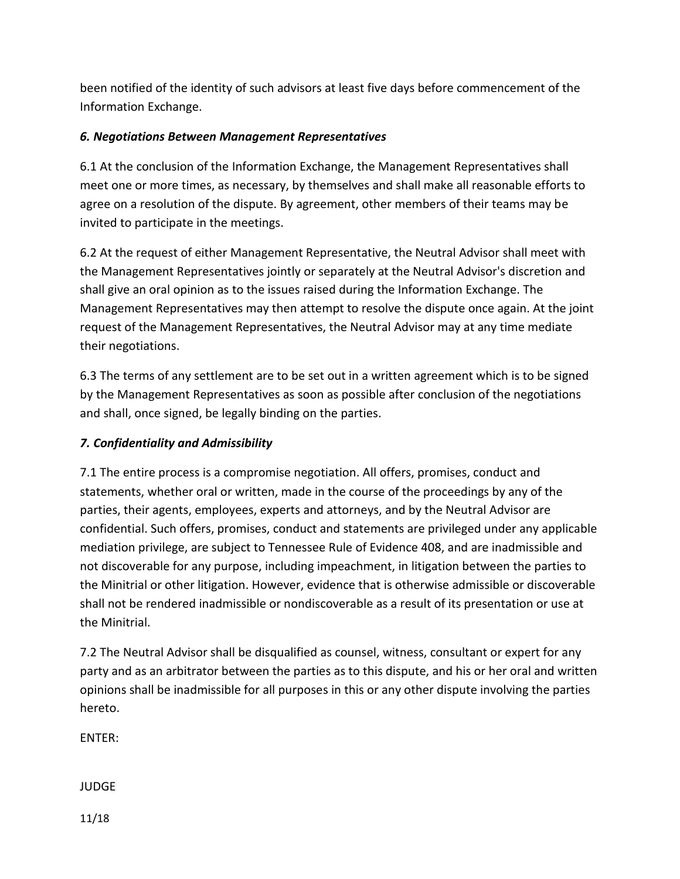been notified of the identity of such advisors at least five days before commencement of the Information Exchange.

### *6. Negotiations Between Management Representatives*

6.1 At the conclusion of the Information Exchange, the Management Representatives shall meet one or more times, as necessary, by themselves and shall make all reasonable efforts to agree on a resolution of the dispute. By agreement, other members of their teams may be invited to participate in the meetings.

6.2 At the request of either Management Representative, the Neutral Advisor shall meet with the Management Representatives jointly or separately at the Neutral Advisor's discretion and shall give an oral opinion as to the issues raised during the Information Exchange. The Management Representatives may then attempt to resolve the dispute once again. At the joint request of the Management Representatives, the Neutral Advisor may at any time mediate their negotiations.

6.3 The terms of any settlement are to be set out in a written agreement which is to be signed by the Management Representatives as soon as possible after conclusion of the negotiations and shall, once signed, be legally binding on the parties.

### *7. Confidentiality and Admissibility*

7.1 The entire process is a compromise negotiation. All offers, promises, conduct and statements, whether oral or written, made in the course of the proceedings by any of the parties, their agents, employees, experts and attorneys, and by the Neutral Advisor are confidential. Such offers, promises, conduct and statements are privileged under any applicable mediation privilege, are subject to Tennessee Rule of Evidence 408, and are inadmissible and not discoverable for any purpose, including impeachment, in litigation between the parties to the Minitrial or other litigation. However, evidence that is otherwise admissible or discoverable shall not be rendered inadmissible or nondiscoverable as a result of its presentation or use at the Minitrial.

7.2 The Neutral Advisor shall be disqualified as counsel, witness, consultant or expert for any party and as an arbitrator between the parties as to this dispute, and his or her oral and written opinions shall be inadmissible for all purposes in this or any other dispute involving the parties hereto.

ENTER:

JUDGE

11/18